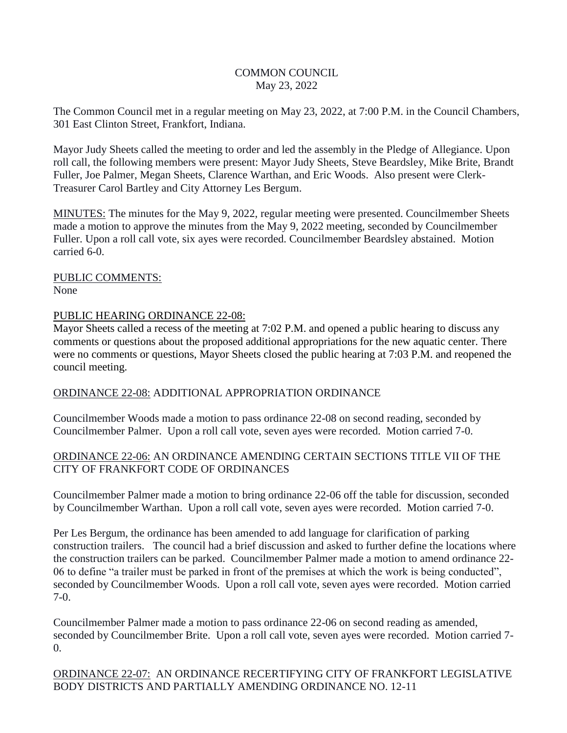# COMMON COUNCIL
May 23, 2022

The Common Council met in a regular meeting on May 23, 2022, at 7:00 P.M. in the Council Chambers, 301 East Clinton Street, Frankfort, Indiana.

Mayor Judy Sheets called the meeting to order and led the assembly in the Pledge of Allegiance. Upon roll call, the following members were present: Mayor Judy Sheets, Steve Beardsley, Mike Brite, Brandt Fuller, Joe Palmer, Megan Sheets, Clarence Warthan, and Eric Woods. Also present were Clerk-Treasurer Carol Bartley and City Attorney Les Bergum.

MINUTES: The minutes for the May 9, 2022, regular meeting were presented. Councilmember Sheets made a motion to approve the minutes from the May 9, 2022 meeting, seconded by Councilmember Fuller. Upon a roll call vote, six ayes were recorded. Councilmember Beardsley abstained. Motion carried 6-0.

PUBLIC COMMENTS:
None

PUBLIC HEARING ORDINANCE 22-08:
Mayor Sheets called a recess of the meeting at 7:02 P.M. and opened a public hearing to discuss any comments or questions about the proposed additional appropriations for the new aquatic center. There were no comments or questions, Mayor Sheets closed the public hearing at 7:03 P.M. and reopened the council meeting.

ORDINANCE 22-08: ADDITIONAL APPROPRIATION ORDINANCE

Councilmember Woods made a motion to pass ordinance 22-08 on second reading, seconded by Councilmember Palmer. Upon a roll call vote, seven ayes were recorded. Motion carried 7-0.

ORDINANCE 22-06: AN ORDINANCE AMENDING CERTAIN SECTIONS TITLE VII OF THE CITY OF FRANKFORT CODE OF ORDINANCES

Councilmember Palmer made a motion to bring ordinance 22-06 off the table for discussion, seconded by Councilmember Warthan. Upon a roll call vote, seven ayes were recorded. Motion carried 7-0.

Per Les Bergum, the ordinance has been amended to add language for clarification of parking construction trailers. The council had a brief discussion and asked to further define the locations where the construction trailers can be parked. Councilmember Palmer made a motion to amend ordinance 22-06 to define "a trailer must be parked in front of the premises at which the work is being conducted", seconded by Councilmember Woods. Upon a roll call vote, seven ayes were recorded. Motion carried 7-0.

Councilmember Palmer made a motion to pass ordinance 22-06 on second reading as amended, seconded by Councilmember Brite. Upon a roll call vote, seven ayes were recorded. Motion carried 7-0.

ORDINANCE 22-07: AN ORDINANCE RECERTIFYING CITY OF FRANKFORT LEGISLATIVE BODY DISTRICTS AND PARTIALLY AMENDING ORDINANCE NO. 12-11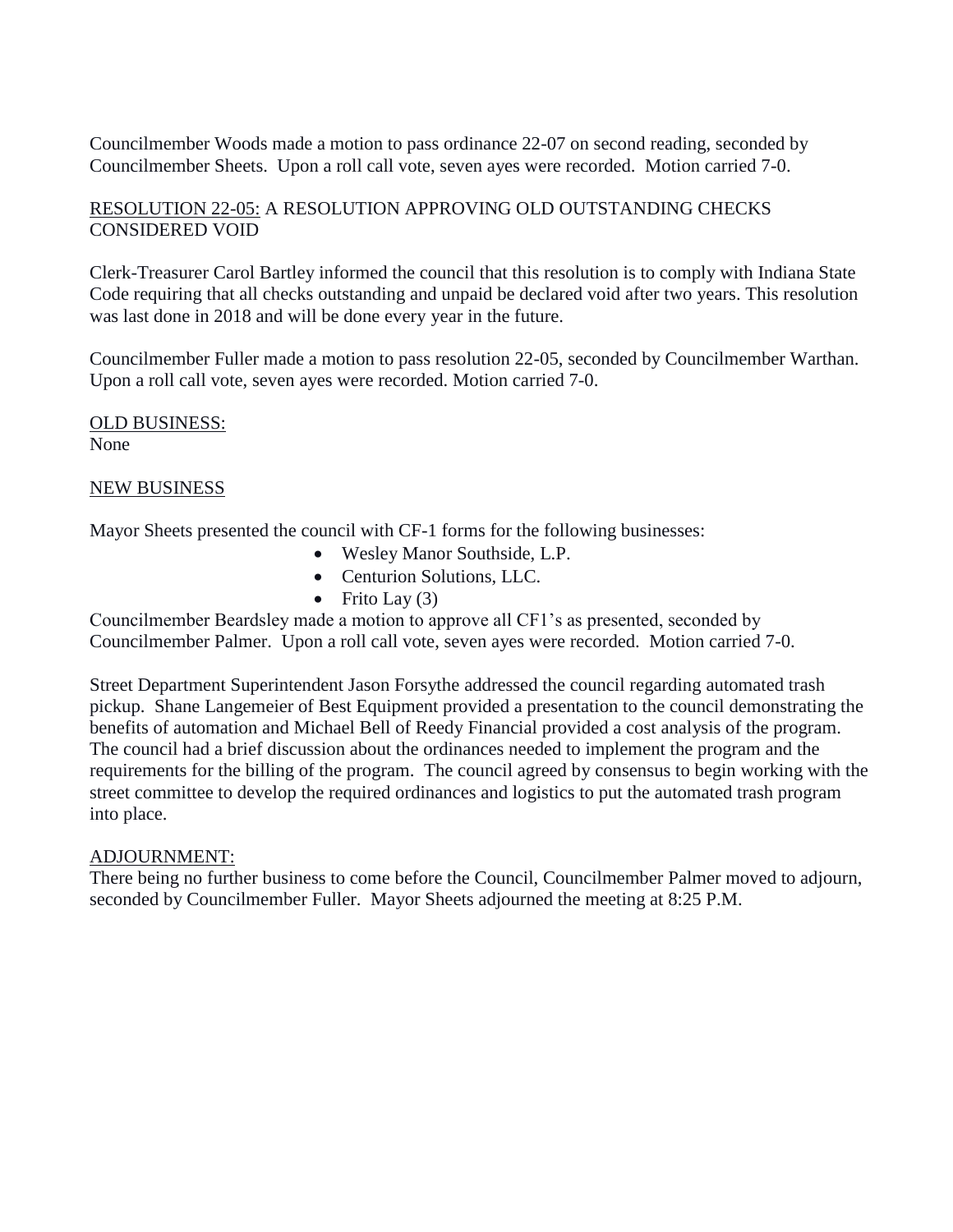Councilmember Woods made a motion to pass ordinance 22-07 on second reading, seconded by Councilmember Sheets. Upon a roll call vote, seven ayes were recorded. Motion carried 7-0.

RESOLUTION 22-05: A RESOLUTION APPROVING OLD OUTSTANDING CHECKS CONSIDERED VOID

Clerk-Treasurer Carol Bartley informed the council that this resolution is to comply with Indiana State Code requiring that all checks outstanding and unpaid be declared void after two years. This resolution was last done in 2018 and will be done every year in the future.

Councilmember Fuller made a motion to pass resolution 22-05, seconded by Councilmember Warthan. Upon a roll call vote, seven ayes were recorded. Motion carried 7-0.

OLD BUSINESS:
None

NEW BUSINESS

Mayor Sheets presented the council with CF-1 forms for the following businesses:

- Wesley Manor Southside, L.P.
- Centurion Solutions, LLC.
- Frito Lay (3)

Councilmember Beardsley made a motion to approve all CF1's as presented, seconded by Councilmember Palmer. Upon a roll call vote, seven ayes were recorded. Motion carried 7-0.

Street Department Superintendent Jason Forsythe addressed the council regarding automated trash pickup. Shane Langemeier of Best Equipment provided a presentation to the council demonstrating the benefits of automation and Michael Bell of Reedy Financial provided a cost analysis of the program. The council had a brief discussion about the ordinances needed to implement the program and the requirements for the billing of the program. The council agreed by consensus to begin working with the street committee to develop the required ordinances and logistics to put the automated trash program into place.

ADJOURNMENT:
There being no further business to come before the Council, Councilmember Palmer moved to adjourn, seconded by Councilmember Fuller. Mayor Sheets adjourned the meeting at 8:25 P.M.